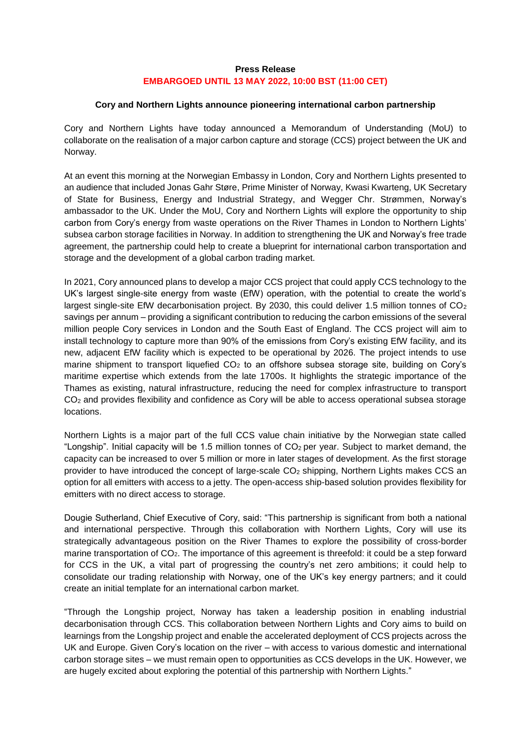**Press Release**

**EMBARGOED UNTIL 13 MAY 2022, 10:00 BST (11:00 CET)**

**Cory and Northern Lights announce pioneering international carbon partnership**

Cory and Northern Lights have today announced a Memorandum of Understanding (MoU) to collaborate on the realisation of a major carbon capture and storage (CCS) project between the UK and Norway.

At an event this morning at the Norwegian Embassy in London, Cory and Northern Lights presented to an audience that included Jonas Gahr Støre, Prime Minister of Norway, Kwasi Kwarteng, UK Secretary of State for Business, Energy and Industrial Strategy, and Wegger Chr. Strømmen, Norway's ambassador to the UK. Under the MoU, Cory and Northern Lights will explore the opportunity to ship carbon from Cory's energy from waste operations on the River Thames in London to Northern Lights' subsea carbon storage facilities in Norway. In addition to strengthening the UK and Norway's free trade agreement, the partnership could help to create a blueprint for international carbon transportation and storage and the development of a global carbon trading market.

In 2021, Cory announced plans to develop a major CCS project that could apply CCS technology to the UK's largest single-site energy from waste (EfW) operation, with the potential to create the world's largest single-site EfW decarbonisation project. By 2030, this could deliver 1.5 million tonnes of $CO_2$ savings per annum – providing a significant contribution to reducing the carbon emissions of the several million people Cory services in London and the South East of England. The CCS project will aim to install technology to capture more than 90% of the emissions from Cory's existing EfW facility, and its new, adjacent EfW facility which is expected to be operational by 2026. The project intends to use marine shipment to transport liquefied $CO_2$ to an offshore subsea storage site, building on Cory's maritime expertise which extends from the late 1700s. It highlights the strategic importance of the Thames as existing, natural infrastructure, reducing the need for complex infrastructure to transport $CO_2$ and provides flexibility and confidence as Cory will be able to access operational subsea storage locations.

Northern Lights is a major part of the full CCS value chain initiative by the Norwegian state called "Longship". Initial capacity will be 1.5 million tonnes of $CO_2$ per year. Subject to market demand, the capacity can be increased to over 5 million or more in later stages of development. As the first storage provider to have introduced the concept of large-scale $CO_2$ shipping, Northern Lights makes CCS an option for all emitters with access to a jetty. The open-access ship-based solution provides flexibility for emitters with no direct access to storage.

Dougie Sutherland, Chief Executive of Cory, said: "This partnership is significant from both a national and international perspective. Through this collaboration with Northern Lights, Cory will use its strategically advantageous position on the River Thames to explore the possibility of cross-border marine transportation of $CO_2$. The importance of this agreement is threefold: it could be a step forward for CCS in the UK, a vital part of progressing the country's net zero ambitions; it could help to consolidate our trading relationship with Norway, one of the UK's key energy partners; and it could create an initial template for an international carbon market.

"Through the Longship project, Norway has taken a leadership position in enabling industrial decarbonisation through CCS. This collaboration between Northern Lights and Cory aims to build on learnings from the Longship project and enable the accelerated deployment of CCS projects across the UK and Europe. Given Cory's location on the river – with access to various domestic and international carbon storage sites – we must remain open to opportunities as CCS develops in the UK. However, we are hugely excited about exploring the potential of this partnership with Northern Lights."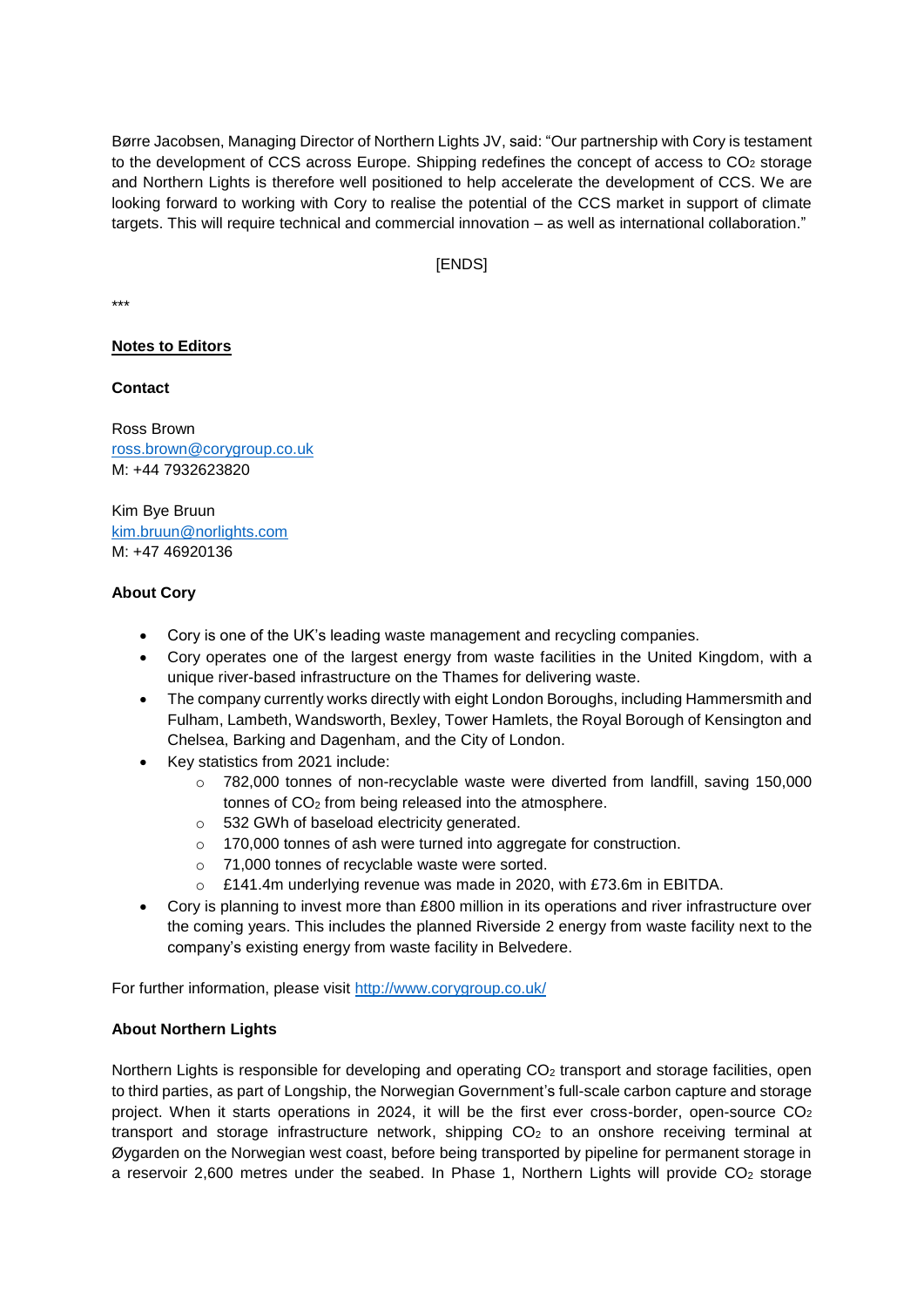Børre Jacobsen, Managing Director of Northern Lights JV, said: "Our partnership with Cory is testament to the development of CCS across Europe. Shipping redefines the concept of access to $CO_2$ storage and Northern Lights is therefore well positioned to help accelerate the development of CCS. We are looking forward to working with Cory to realise the potential of the CCS market in support of climate targets. This will require technical and commercial innovation – as well as international collaboration."

[ENDS]

***

**Notes to Editors**

**Contact**

Ross Brown
ross.brown@corygroup.co.uk
M: +44 7932623820

Kim Bye Bruun
kim.bruun@norlights.com
M: +47 46920136

**About Cory**

- Cory is one of the UK's leading waste management and recycling companies.
- Cory operates one of the largest energy from waste facilities in the United Kingdom, with a unique river-based infrastructure on the Thames for delivering waste.
- The company currently works directly with eight London Boroughs, including Hammersmith and Fulham, Lambeth, Wandsworth, Bexley, Tower Hamlets, the Royal Borough of Kensington and Chelsea, Barking and Dagenham, and the City of London.
- Key statistics from 2021 include:
  - 782,000 tonnes of non-recyclable waste were diverted from landfill, saving 150,000 tonnes of $CO_2$ from being released into the atmosphere.
  - 532 GWh of baseload electricity generated.
  - 170,000 tonnes of ash were turned into aggregate for construction.
  - 71,000 tonnes of recyclable waste were sorted.
  - £141.4m underlying revenue was made in 2020, with £73.6m in EBITDA.
- Cory is planning to invest more than £800 million in its operations and river infrastructure over the coming years. This includes the planned Riverside 2 energy from waste facility next to the company's existing energy from waste facility in Belvedere.

For further information, please visit http://www.corygroup.co.uk/

**About Northern Lights**

Northern Lights is responsible for developing and operating $CO_2$ transport and storage facilities, open to third parties, as part of Longship, the Norwegian Government's full-scale carbon capture and storage project. When it starts operations in 2024, it will be the first ever cross-border, open-source $CO_2$ transport and storage infrastructure network, shipping $CO_2$ to an onshore receiving terminal at Øygarden on the Norwegian west coast, before being transported by pipeline for permanent storage in a reservoir 2,600 metres under the seabed. In Phase 1, Northern Lights will provide $CO_2$ storage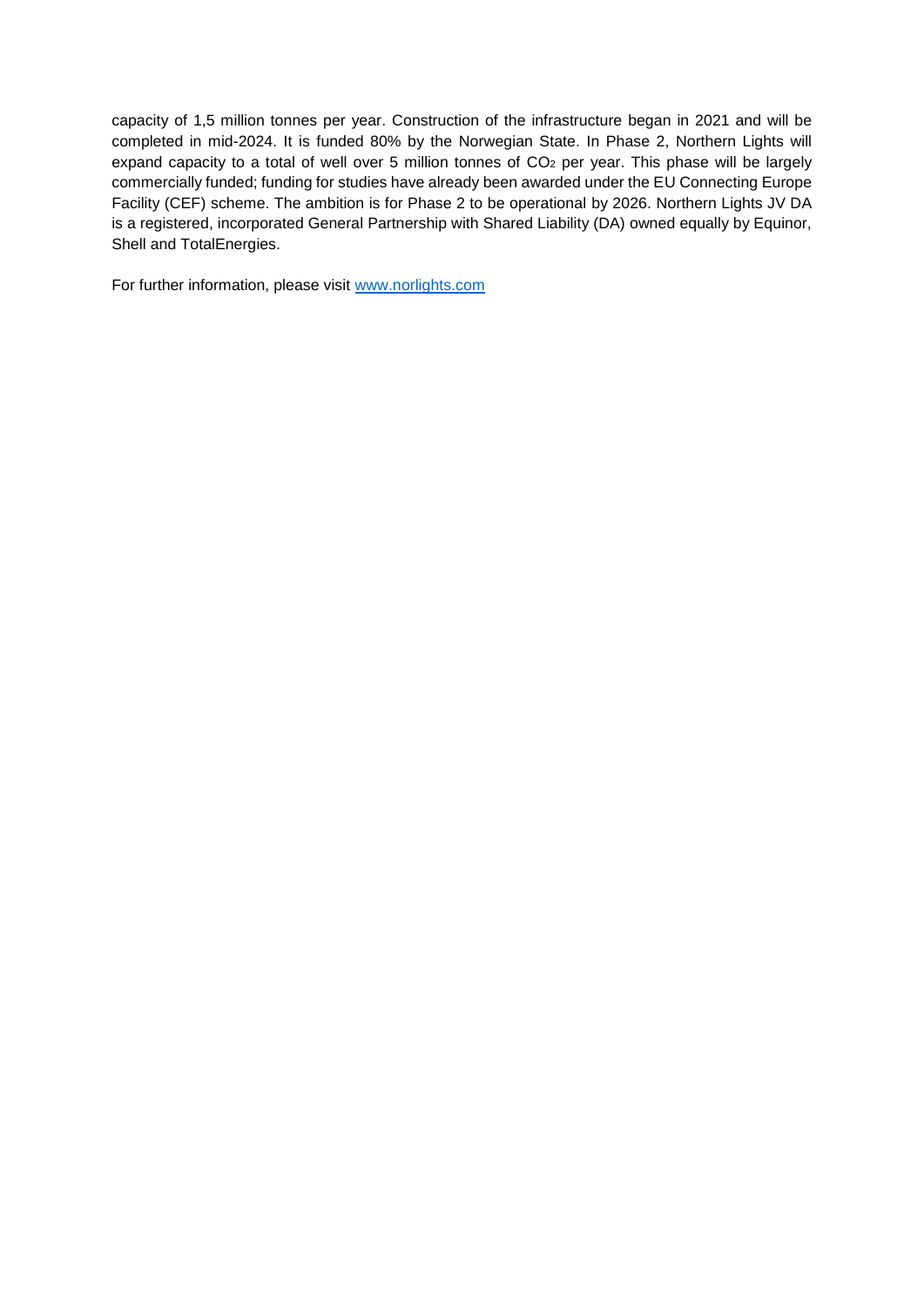capacity of 1,5 million tonnes per year. Construction of the infrastructure began in 2021 and will be completed in mid-2024. It is funded 80% by the Norwegian State. In Phase 2, Northern Lights will expand capacity to a total of well over 5 million tonnes of $CO_2$ per year. This phase will be largely commercially funded; funding for studies have already been awarded under the EU Connecting Europe Facility (CEF) scheme. The ambition is for Phase 2 to be operational by 2026. Northern Lights JV DA is a registered, incorporated General Partnership with Shared Liability (DA) owned equally by Equinor, Shell and TotalEnergies.

For further information, please visit [www.norlights.com](http://www.norlights.com)